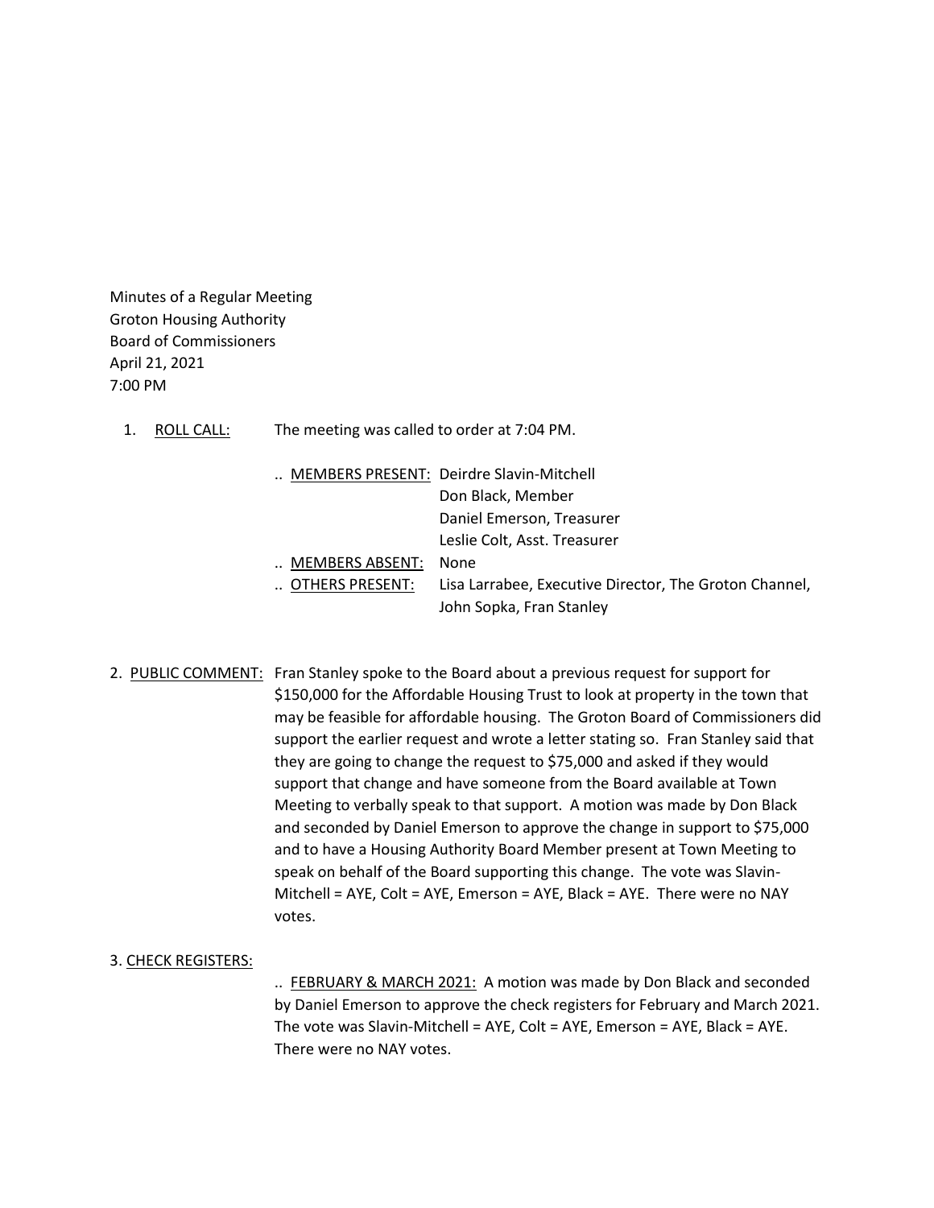Minutes of a Regular Meeting
Groton Housing Authority
Board of Commissioners
April 21, 2021
7:00 PM

1. ROLL CALL: The meeting was called to order at 7:04 PM.

   .. MEMBERS PRESENT: Deirdre Slavin-Mitchell
   Don Black, Member
   Daniel Emerson, Treasurer
   Leslie Colt, Asst. Treasurer

   .. MEMBERS ABSENT: None

   .. OTHERS PRESENT: Lisa Larrabee, Executive Director, The Groton Channel, John Sopka, Fran Stanley

2. PUBLIC COMMENT: Fran Stanley spoke to the Board about a previous request for support for $150,000 for the Affordable Housing Trust to look at property in the town that may be feasible for affordable housing. The Groton Board of Commissioners did support the earlier request and wrote a letter stating so. Fran Stanley said that they are going to change the request to $75,000 and asked if they would support that change and have someone from the Board available at Town Meeting to verbally speak to that support. A motion was made by Don Black and seconded by Daniel Emerson to approve the change in support to $75,000 and to have a Housing Authority Board Member present at Town Meeting to speak on behalf of the Board supporting this change. The vote was Slavin-Mitchell = AYE, Colt = AYE, Emerson = AYE, Black = AYE. There were no NAY votes.

3. CHECK REGISTERS:

   .. FEBRUARY & MARCH 2021: A motion was made by Don Black and seconded by Daniel Emerson to approve the check registers for February and March 2021. The vote was Slavin-Mitchell = AYE, Colt = AYE, Emerson = AYE, Black = AYE. There were no NAY votes.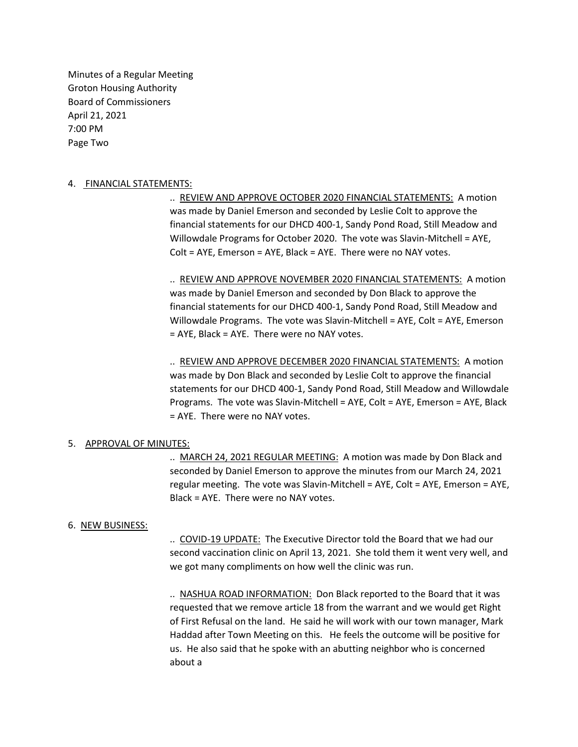Minutes of a Regular Meeting
Groton Housing Authority
Board of Commissioners
April 21, 2021
7:00 PM
Page Two

4. <u>FINANCIAL STATEMENTS:</u>

.. <u>REVIEW AND APPROVE OCTOBER 2020 FINANCIAL STATEMENTS:</u> A motion was made by Daniel Emerson and seconded by Leslie Colt to approve the financial statements for our DHCD 400-1, Sandy Pond Road, Still Meadow and Willowdale Programs for October 2020. The vote was Slavin-Mitchell = AYE, Colt = AYE, Emerson = AYE, Black = AYE. There were no NAY votes.

.. <u>REVIEW AND APPROVE NOVEMBER 2020 FINANCIAL STATEMENTS:</u> A motion was made by Daniel Emerson and seconded by Don Black to approve the financial statements for our DHCD 400-1, Sandy Pond Road, Still Meadow and Willowdale Programs. The vote was Slavin-Mitchell = AYE, Colt = AYE, Emerson = AYE, Black = AYE. There were no NAY votes.

.. <u>REVIEW AND APPROVE DECEMBER 2020 FINANCIAL STATEMENTS:</u> A motion was made by Don Black and seconded by Leslie Colt to approve the financial statements for our DHCD 400-1, Sandy Pond Road, Still Meadow and Willowdale Programs. The vote was Slavin-Mitchell = AYE, Colt = AYE, Emerson = AYE, Black = AYE. There were no NAY votes.

5. <u>APPROVAL OF MINUTES:</u>

.. <u>MARCH 24, 2021 REGULAR MEETING:</u> A motion was made by Don Black and seconded by Daniel Emerson to approve the minutes from our March 24, 2021 regular meeting. The vote was Slavin-Mitchell = AYE, Colt = AYE, Emerson = AYE, Black = AYE. There were no NAY votes.

6. <u>NEW BUSINESS:</u>

.. <u>COVID-19 UPDATE:</u> The Executive Director told the Board that we had our second vaccination clinic on April 13, 2021. She told them it went very well, and we got many compliments on how well the clinic was run.

.. <u>NASHUA ROAD INFORMATION:</u> Don Black reported to the Board that it was requested that we remove article 18 from the warrant and we would get Right of First Refusal on the land. He said he will work with our town manager, Mark Haddad after Town Meeting on this. He feels the outcome will be positive for us. He also said that he spoke with an abutting neighbor who is concerned about a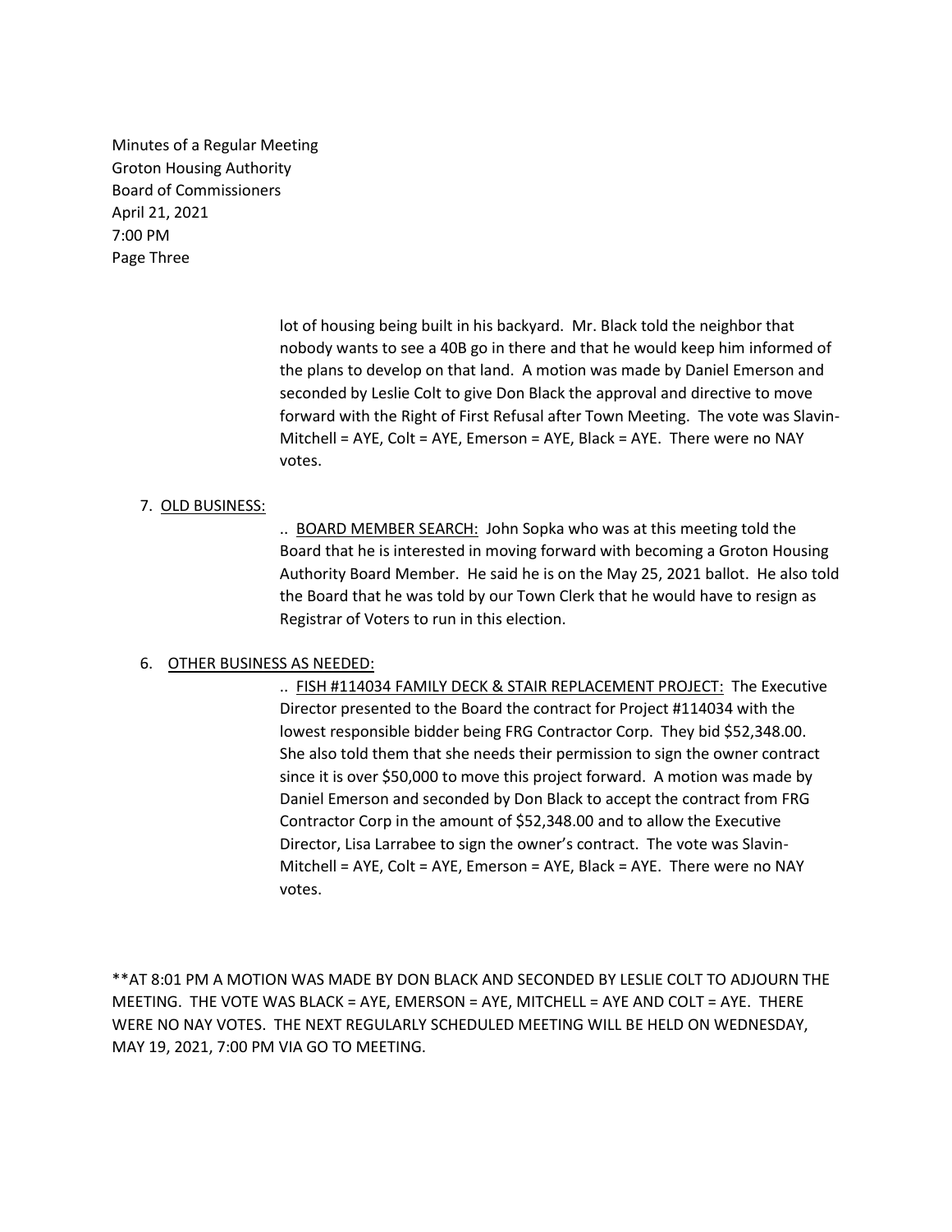Minutes of a Regular Meeting
Groton Housing Authority
Board of Commissioners
April 21, 2021
7:00 PM
Page Three

lot of housing being built in his backyard. Mr. Black told the neighbor that nobody wants to see a 40B go in there and that he would keep him informed of the plans to develop on that land. A motion was made by Daniel Emerson and seconded by Leslie Colt to give Don Black the approval and directive to move forward with the Right of First Refusal after Town Meeting. The vote was Slavin-Mitchell = AYE, Colt = AYE, Emerson = AYE, Black = AYE. There were no NAY votes.

7. <u>OLD BUSINESS:</u>

.. <u>BOARD MEMBER SEARCH:</u> John Sopka who was at this meeting told the Board that he is interested in moving forward with becoming a Groton Housing Authority Board Member. He said he is on the May 25, 2021 ballot. He also told the Board that he was told by our Town Clerk that he would have to resign as Registrar of Voters to run in this election.

6. <u>OTHER BUSINESS AS NEEDED:</u>

.. <u>FISH #114034 FAMILY DECK & STAIR REPLACEMENT PROJECT:</u> The Executive Director presented to the Board the contract for Project #114034 with the lowest responsible bidder being FRG Contractor Corp. They bid $52,348.00. She also told them that she needs their permission to sign the owner contract since it is over $50,000 to move this project forward. A motion was made by Daniel Emerson and seconded by Don Black to accept the contract from FRG Contractor Corp in the amount of $52,348.00 and to allow the Executive Director, Lisa Larrabee to sign the owner's contract. The vote was Slavin-Mitchell = AYE, Colt = AYE, Emerson = AYE, Black = AYE. There were no NAY votes.

**AT 8:01 PM A MOTION WAS MADE BY DON BLACK AND SECONDED BY LESLIE COLT TO ADJOURN THE MEETING. THE VOTE WAS BLACK = AYE, EMERSON = AYE, MITCHELL = AYE AND COLT = AYE. THERE WERE NO NAY VOTES. THE NEXT REGULARLY SCHEDULED MEETING WILL BE HELD ON WEDNESDAY, MAY 19, 2021, 7:00 PM VIA GO TO MEETING.